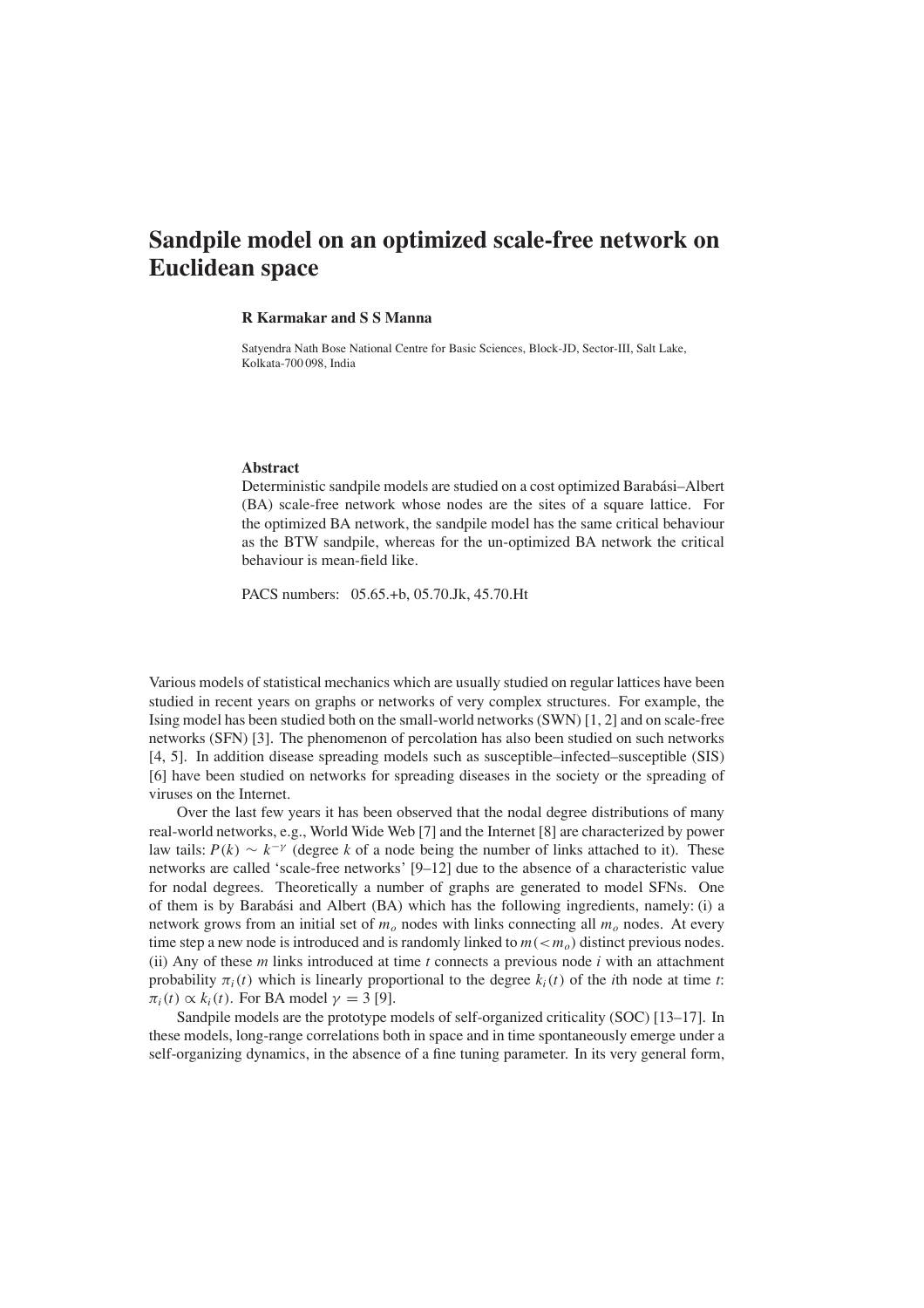# Sandpile model on an optimized scale-free network on Euclidean space

**R Karmakar and S S Manna**

Satyendra Nath Bose National Centre for Basic Sciences, Block-JD, Sector-III, Salt Lake, Kolkata-700 098, India

### Abstract

Deterministic sandpile models are studied on a cost optimized Barabási–Albert (BA) scale-free network whose nodes are the sites of a square lattice. For the optimized BA network, the sandpile model has the same critical behaviour as the BTW sandpile, whereas for the un-optimized BA network the critical behaviour is mean-field like.

PACS numbers: 05.65.+b, 05.70.Jk, 45.70.Ht

Various models of statistical mechanics which are usually studied on regular lattices have been studied in recent years on graphs or networks of very complex structures. For example, the Ising model has been studied both on the small-world networks (SWN) [1, 2] and on scale-free networks (SFN) [3]. The phenomenon of percolation has also been studied on such networks [4, 5]. In addition disease spreading models such as susceptible–infected–susceptible (SIS) [6] have been studied on networks for spreading diseases in the society or the spreading of viruses on the Internet.

Over the last few years it has been observed that the nodal degree distributions of many real-world networks, e.g., World Wide Web [7] and the Internet [8] are characterized by power law tails: $P(k) \sim k^{-\gamma}$ (degree $k$ of a node being the number of links attached to it). These networks are called 'scale-free networks' [9–12] due to the absence of a characteristic value for nodal degrees. Theoretically a number of graphs are generated to model SFNs. One of them is by Barabási and Albert (BA) which has the following ingredients, namely: (i) a network grows from an initial set of $m_o$ nodes with links connecting all $m_o$ nodes. At every time step a new node is introduced and is randomly linked to $m(< m_o)$ distinct previous nodes. (ii) Any of these $m$ links introduced at time $t$ connects a previous node $i$ with an attachment probability $\pi_i(t)$ which is linearly proportional to the degree $k_i(t)$ of the $i$th node at time $t$: $\pi_i(t) \propto k_i(t)$. For BA model $\gamma = 3$ [9].

Sandpile models are the prototype models of self-organized criticality (SOC) [13–17]. In these models, long-range correlations both in space and in time spontaneously emerge under a self-organizing dynamics, in the absence of a fine tuning parameter. In its very general form,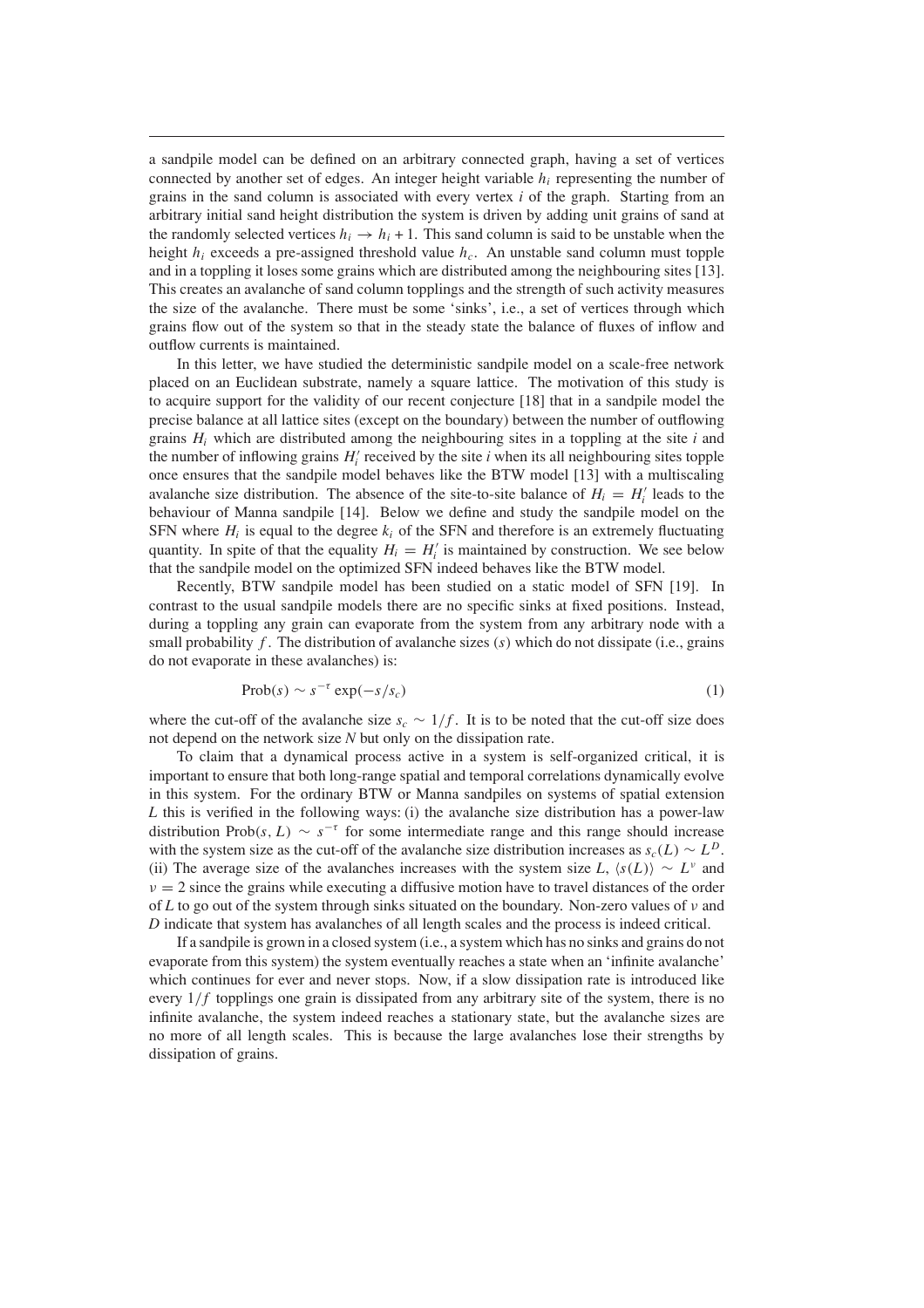a sandpile model can be defined on an arbitrary connected graph, having a set of vertices connected by another set of edges. An integer height variable $h_i$ representing the number of grains in the sand column is associated with every vertex $i$ of the graph. Starting from an arbitrary initial sand height distribution the system is driven by adding unit grains of sand at the randomly selected vertices $h_i \to h_i + 1$. This sand column is said to be unstable when the height $h_i$ exceeds a pre-assigned threshold value $h_c$. An unstable sand column must topple and in a toppling it loses some grains which are distributed among the neighbouring sites [13]. This creates an avalanche of sand column topplings and the strength of such activity measures the size of the avalanche. There must be some 'sinks', i.e., a set of vertices through which grains flow out of the system so that in the steady state the balance of fluxes of inflow and outflow currents is maintained.

In this letter, we have studied the deterministic sandpile model on a scale-free network placed on an Euclidean substrate, namely a square lattice. The motivation of this study is to acquire support for the validity of our recent conjecture [18] that in a sandpile model the precise balance at all lattice sites (except on the boundary) between the number of outflowing grains $H_i$ which are distributed among the neighbouring sites in a toppling at the site $i$ and the number of inflowing grains $H'_i$ received by the site $i$ when its all neighbouring sites topple once ensures that the sandpile model behaves like the BTW model [13] with a multiscaling avalanche size distribution. The absence of the site-to-site balance of $H_i = H'_i$ leads to the behaviour of Manna sandpile [14]. Below we define and study the sandpile model on the SFN where $H_i$ is equal to the degree $k_i$ of the SFN and therefore is an extremely fluctuating quantity. In spite of that the equality $H_i = H'_i$ is maintained by construction. We see below that the sandpile model on the optimized SFN indeed behaves like the BTW model.

Recently, BTW sandpile model has been studied on a static model of SFN [19]. In contrast to the usual sandpile models there are no specific sinks at fixed positions. Instead, during a toppling any grain can evaporate from the system from any arbitrary node with a small probability $f$. The distribution of avalanche sizes $(s)$ which do not dissipate (i.e., grains do not evaporate in these avalanches) is:

$$\text{Prob}(s) \sim s^{-\tau} \exp(-s/s_c) \tag{1}$$

where the cut-off of the avalanche size $s_c \sim 1/f$. It is to be noted that the cut-off size does not depend on the network size $N$ but only on the dissipation rate.

To claim that a dynamical process active in a system is self-organized critical, it is important to ensure that both long-range spatial and temporal correlations dynamically evolve in this system. For the ordinary BTW or Manna sandpiles on systems of spatial extension $L$ this is verified in the following ways: (i) the avalanche size distribution has a power-law distribution $\text{Prob}(s, L) \sim s^{-\tau}$ for some intermediate range and this range should increase with the system size as the cut-off of the avalanche size distribution increases as $s_c(L) \sim L^D$. (ii) The average size of the avalanches increases with the system size $L$, $\langle s(L) \rangle \sim L^\nu$ and $\nu = 2$ since the grains while executing a diffusive motion have to travel distances of the order of $L$ to go out of the system through sinks situated on the boundary. Non-zero values of $\nu$ and $D$ indicate that system has avalanches of all length scales and the process is indeed critical.

If a sandpile is grown in a closed system (i.e., a system which has no sinks and grains do not evaporate from this system) the system eventually reaches a state when an 'infinite avalanche' which continues for ever and never stops. Now, if a slow dissipation rate is introduced like every $1/f$ topplings one grain is dissipated from any arbitrary site of the system, there is no infinite avalanche, the system indeed reaches a stationary state, but the avalanche sizes are no more of all length scales. This is because the large avalanches lose their strengths by dissipation of grains.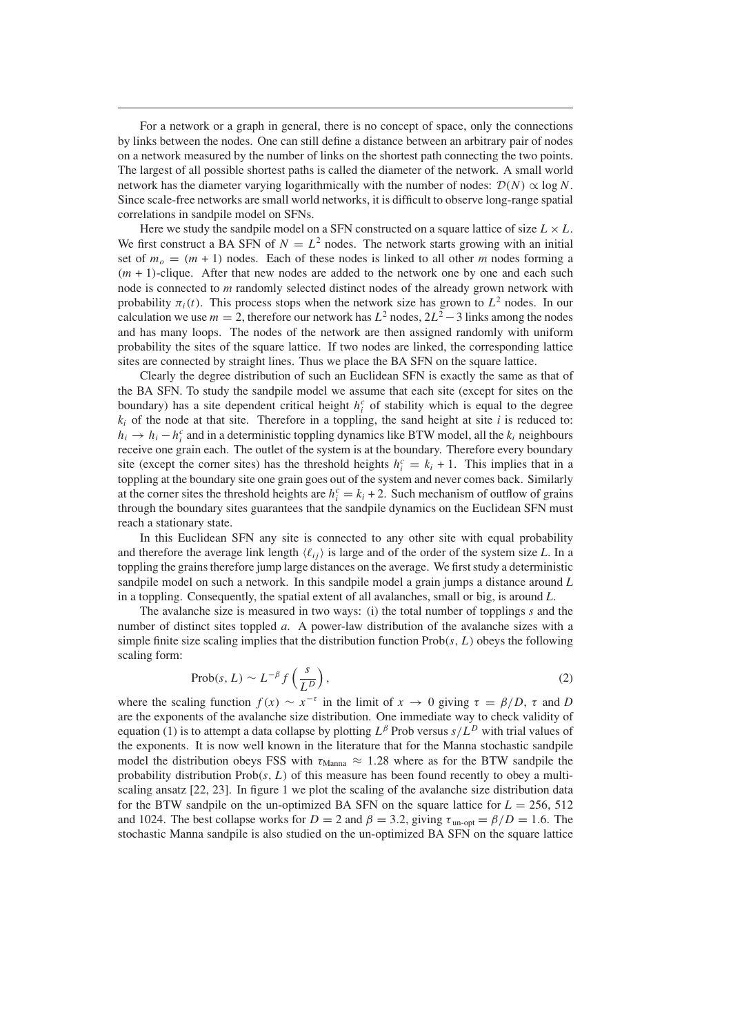For a network or a graph in general, there is no concept of space, only the connections by links between the nodes. One can still define a distance between an arbitrary pair of nodes on a network measured by the number of links on the shortest path connecting the two points. The largest of all possible shortest paths is called the diameter of the network. A small world network has the diameter varying logarithmically with the number of nodes: $\mathcal{D}(N) \propto \log N$. Since scale-free networks are small world networks, it is difficult to observe long-range spatial correlations in sandpile model on SFNs.

Here we study the sandpile model on a SFN constructed on a square lattice of size $L \times L$. We first construct a BA SFN of $N = L^2$ nodes. The network starts growing with an initial set of $m_o = (m+1)$ nodes. Each of these nodes is linked to all other $m$ nodes forming a $(m+1)$-clique. After that new nodes are added to the network one by one and each such node is connected to $m$ randomly selected distinct nodes of the already grown network with probability $\pi_i(t)$. This process stops when the network size has grown to $L^2$ nodes. In our calculation we use $m = 2$, therefore our network has $L^2$ nodes, $2L^2 - 3$ links among the nodes and has many loops. The nodes of the network are then assigned randomly with uniform probability the sites of the square lattice. If two nodes are linked, the corresponding lattice sites are connected by straight lines. Thus we place the BA SFN on the square lattice.

Clearly the degree distribution of such an Euclidean SFN is exactly the same as that of the BA SFN. To study the sandpile model we assume that each site (except for sites on the boundary) has a site dependent critical height $h_i^c$ of stability which is equal to the degree $k_i$ of the node at that site. Therefore in a toppling, the sand height at site $i$ is reduced to: $h_i \to h_i - h_i^c$ and in a deterministic toppling dynamics like BTW model, all the $k_i$ neighbours receive one grain each. The outlet of the system is at the boundary. Therefore every boundary site (except the corner sites) has the threshold heights $h_i^c = k_i + 1$. This implies that in a toppling at the boundary site one grain goes out of the system and never comes back. Similarly at the corner sites the threshold heights are $h_i^c = k_i + 2$. Such mechanism of outflow of grains through the boundary sites guarantees that the sandpile dynamics on the Euclidean SFN must reach a stationary state.

In this Euclidean SFN any site is connected to any other site with equal probability and therefore the average link length $\langle \ell_{ij} \rangle$ is large and of the order of the system size $L$. In a toppling the grains therefore jump large distances on the average. We first study a deterministic sandpile model on such a network. In this sandpile model a grain jumps a distance around $L$ in a toppling. Consequently, the spatial extent of all avalanches, small or big, is around $L$.

The avalanche size is measured in two ways: (i) the total number of topplings $s$ and the number of distinct sites toppled $a$. A power-law distribution of the avalanche sizes with a simple finite size scaling implies that the distribution function $\text{Prob}(s, L)$ obeys the following scaling form:

$$\text{Prob}(s, L) \sim L^{-\beta} f\left(\frac{s}{L^D}\right), \tag{2}$$

where the scaling function $f(x) \sim x^{-\tau}$ in the limit of $x \to 0$ giving $\tau = \beta/D$, $\tau$ and $D$ are the exponents of the avalanche size distribution. One immediate way to check validity of equation (1) is to attempt a data collapse by plotting $L^\beta$ Prob versus $s/L^D$ with trial values of the exponents. It is now well known in the literature that for the Manna stochastic sandpile model the distribution obeys FSS with $\tau_{\text{Manna}} \approx 1.28$ where as for the BTW sandpile the probability distribution $\text{Prob}(s, L)$ of this measure has been found recently to obey a multi-scaling ansatz [22, 23]. In figure 1 we plot the scaling of the avalanche size distribution data for the BTW sandpile on the un-optimized BA SFN on the square lattice for $L = 256$, 512 and 1024. The best collapse works for $D = 2$ and $\beta = 3.2$, giving $\tau_{\text{un-opt}} = \beta/D = 1.6$. The stochastic Manna sandpile is also studied on the un-optimized BA SFN on the square lattice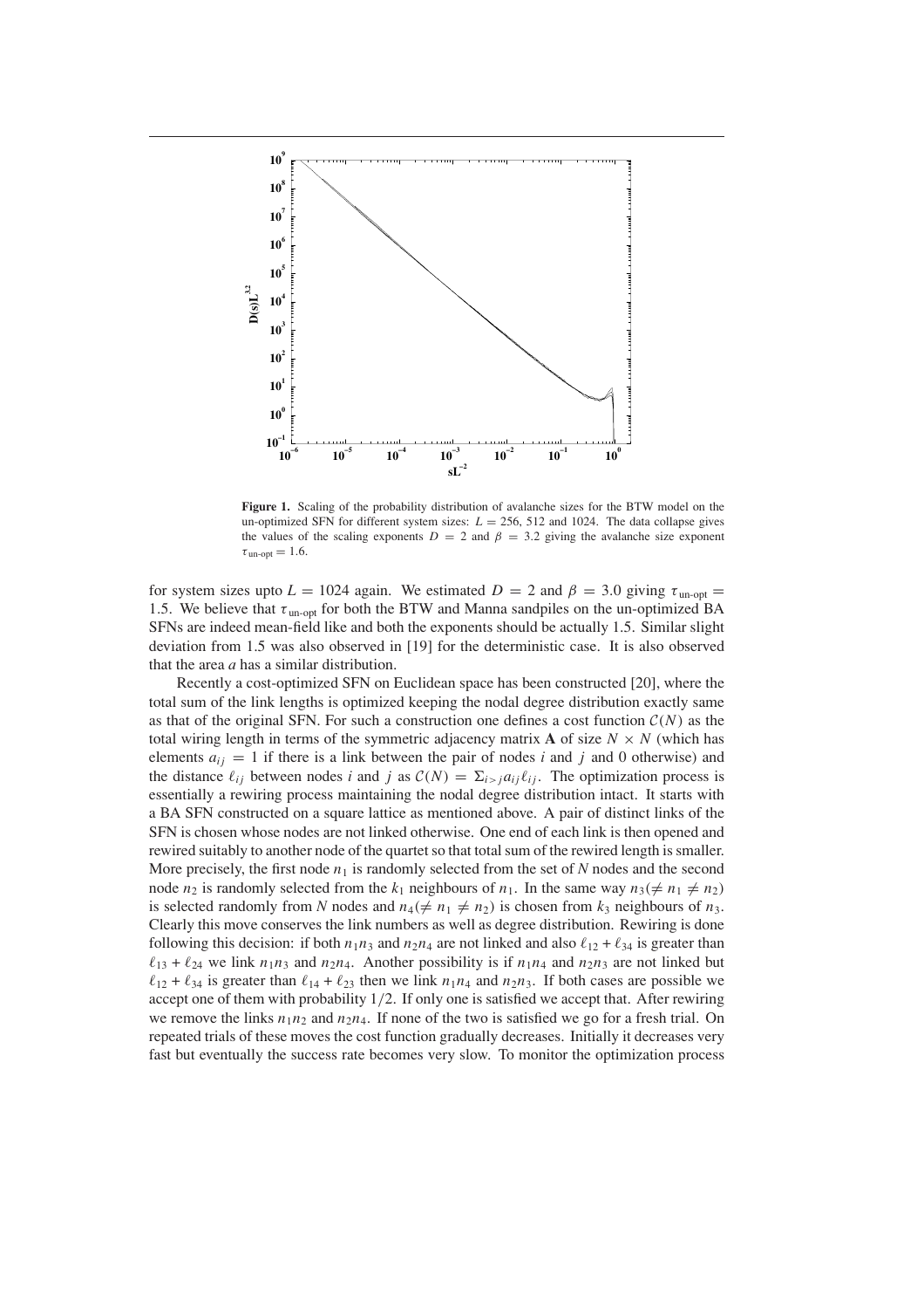**Figure 1.** Scaling of the probability distribution of avalanche sizes for the BTW model on the un-optimized SFN for different system sizes: $L = 256$, 512 and 1024. The data collapse gives the values of the scaling exponents $D = 2$ and $\beta = 3.2$ giving the avalanche size exponent $\tau_{\text{un-opt}} = 1.6$.

for system sizes upto $L = 1024$ again. We estimated $D = 2$ and $\beta = 3.0$ giving $\tau_{\text{un-opt}} = 1.5$. We believe that $\tau_{\text{un-opt}}$ for both the BTW and Manna sandpiles on the un-optimized BA SFNs are indeed mean-field like and both the exponents should be actually 1.5. Similar slight deviation from 1.5 was also observed in [19] for the deterministic case. It is also observed that the area $a$ has a similar distribution.

Recently a cost-optimized SFN on Euclidean space has been constructed [20], where the total sum of the link lengths is optimized keeping the nodal degree distribution exactly same as that of the original SFN. For such a construction one defines a cost function $\mathcal{C}(N)$ as the total wiring length in terms of the symmetric adjacency matrix $\mathbf{A}$ of size $N \times N$ (which has elements $a_{ij} = 1$ if there is a link between the pair of nodes $i$ and $j$ and 0 otherwise) and the distance $\ell_{ij}$ between nodes $i$ and $j$ as $\mathcal{C}(N) = \Sigma_{i>j} a_{ij} \ell_{ij}$. The optimization process is essentially a rewiring process maintaining the nodal degree distribution intact. It starts with a BA SFN constructed on a square lattice as mentioned above. A pair of distinct links of the SFN is chosen whose nodes are not linked otherwise. One end of each link is then opened and rewired suitably to another node of the quartet so that total sum of the rewired length is smaller. More precisely, the first node $n_1$ is randomly selected from the set of $N$ nodes and the second node $n_2$ is randomly selected from the $k_1$ neighbours of $n_1$. In the same way $n_3 (\neq n_1 \neq n_2)$ is selected randomly from $N$ nodes and $n_4 (\neq n_1 \neq n_2)$ is chosen from $k_3$ neighbours of $n_3$. Clearly this move conserves the link numbers as well as degree distribution. Rewiring is done following this decision: if both $n_1 n_3$ and $n_2 n_4$ are not linked and also $\ell_{12} + \ell_{34}$ is greater than $\ell_{13} + \ell_{24}$ we link $n_1 n_3$ and $n_2 n_4$. Another possibility is if $n_1 n_4$ and $n_2 n_3$ are not linked but $\ell_{12} + \ell_{34}$ is greater than $\ell_{14} + \ell_{23}$ then we link $n_1 n_4$ and $n_2 n_3$. If both cases are possible we accept one of them with probability $1/2$. If only one is satisfied we accept that. After rewiring we remove the links $n_1 n_2$ and $n_2 n_4$. If none of the two is satisfied we go for a fresh trial. On repeated trials of these moves the cost function gradually decreases. Initially it decreases very fast but eventually the success rate becomes very slow. To monitor the optimization process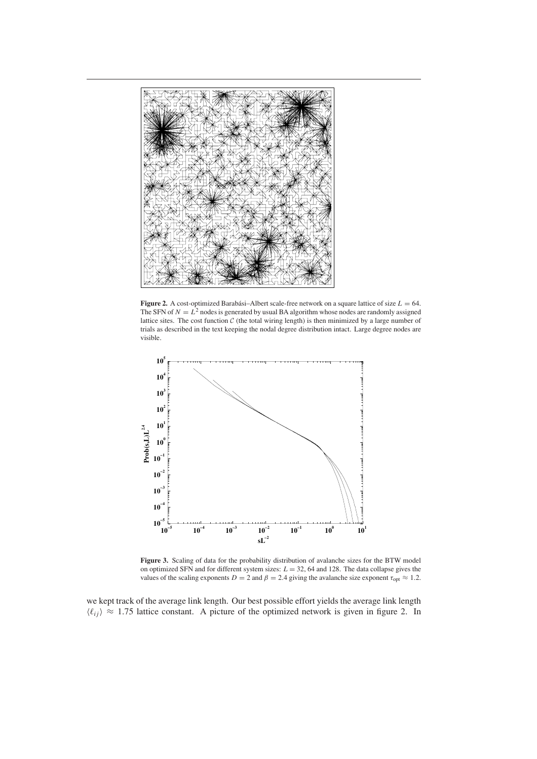**Figure 2.** A cost-optimized Barabási–Albert scale-free network on a square lattice of size $L = 64$. The SFN of $N = L^2$ nodes is generated by usual BA algorithm whose nodes are randomly assigned lattice sites. The cost function $\mathcal{C}$ (the total wiring length) is then minimized by a large number of trials as described in the text keeping the nodal degree distribution intact. Large degree nodes are visible.

**Figure 3.** Scaling of data for the probability distribution of avalanche sizes for the BTW model on optimized SFN and for different system sizes: $L = 32$, 64 and 128. The data collapse gives the values of the scaling exponents $D = 2$ and $\beta = 2.4$ giving the avalanche size exponent $\tau_{\text{opt}} \approx 1.2$.

we kept track of the average link length. Our best possible effort yields the average link length $\langle \ell_{ij} \rangle \approx 1.75$ lattice constant. A picture of the optimized network is given in figure 2. In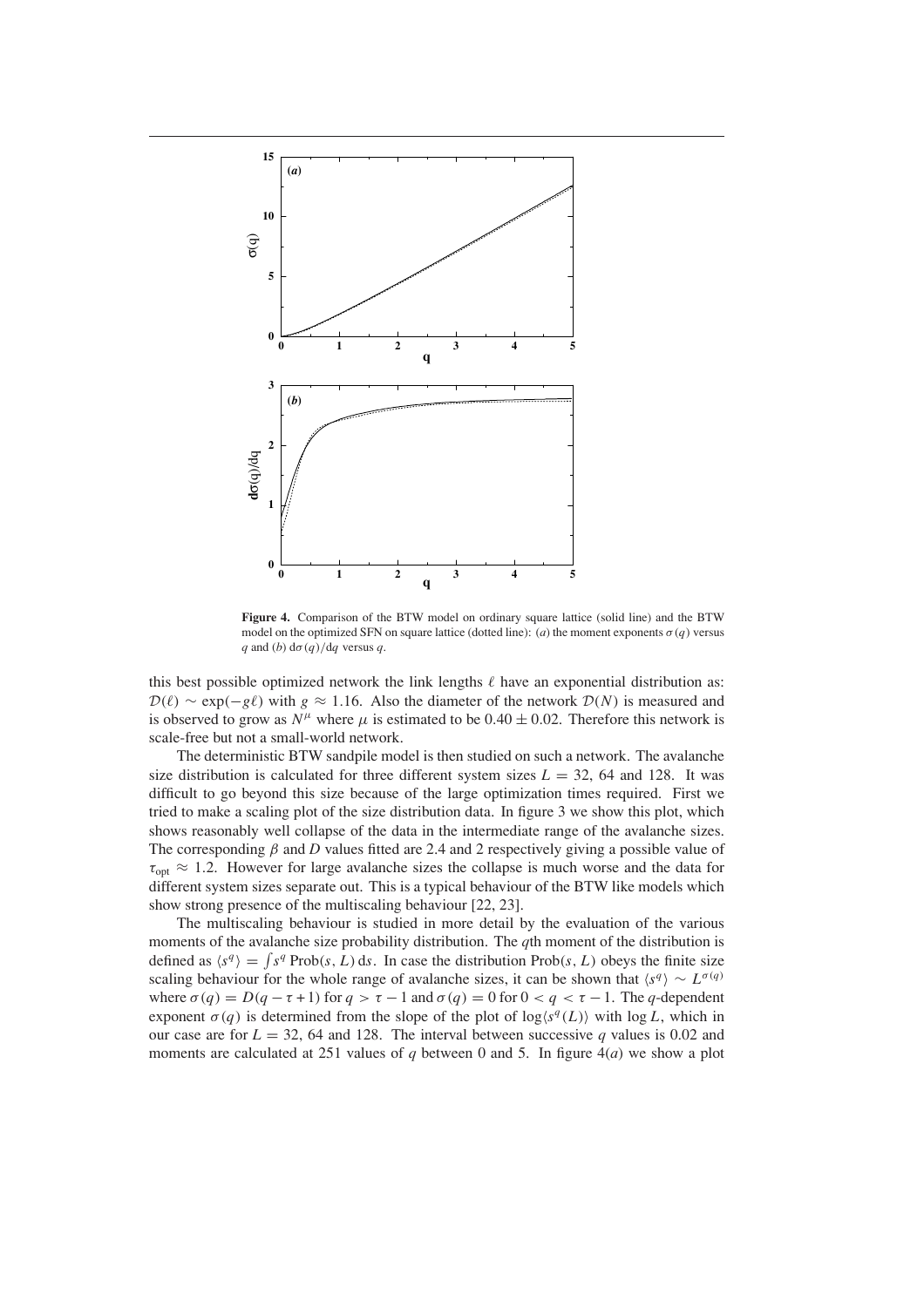**Figure 4.** Comparison of the BTW model on ordinary square lattice (solid line) and the BTW model on the optimized SFN on square lattice (dotted line): (*a*) the moment exponents $\sigma(q)$ versus $q$ and (*b*) $\mathrm{d}\sigma(q)/\mathrm{d}q$ versus $q$.

this best possible optimized network the link lengths $\ell$ have an exponential distribution as: $\mathcal{D}(\ell) \sim \exp(-g\ell)$ with $g \approx 1.16$. Also the diameter of the network $\mathcal{D}(N)$ is measured and is observed to grow as $N^{\mu}$ where $\mu$ is estimated to be $0.40 \pm 0.02$. Therefore this network is scale-free but not a small-world network.

The deterministic BTW sandpile model is then studied on such a network. The avalanche size distribution is calculated for three different system sizes $L = 32$, 64 and 128. It was difficult to go beyond this size because of the large optimization times required. First we tried to make a scaling plot of the size distribution data. In figure 3 we show this plot, which shows reasonably well collapse of the data in the intermediate range of the avalanche sizes. The corresponding $\beta$ and $D$ values fitted are 2.4 and 2 respectively giving a possible value of $\tau_{\text{opt}} \approx 1.2$. However for large avalanche sizes the collapse is much worse and the data for different system sizes separate out. This is a typical behaviour of the BTW like models which show strong presence of the multiscaling behaviour [22, 23].

The multiscaling behaviour is studied in more detail by the evaluation of the various moments of the avalanche size probability distribution. The $q$th moment of the distribution is defined as $\langle s^q \rangle = \int s^q \,\text{Prob}(s, L)\, \mathrm{d}s$. In case the distribution $\text{Prob}(s, L)$ obeys the finite size scaling behaviour for the whole range of avalanche sizes, it can be shown that $\langle s^q \rangle \sim L^{\sigma(q)}$ where $\sigma(q) = D(q - \tau + 1)$ for $q > \tau - 1$ and $\sigma(q) = 0$ for $0 < q < \tau - 1$. The $q$-dependent exponent $\sigma(q)$ is determined from the slope of the plot of $\log\langle s^q(L)\rangle$ with $\log L$, which in our case are for $L = 32$, 64 and 128. The interval between successive $q$ values is 0.02 and moments are calculated at 251 values of $q$ between 0 and 5. In figure 4(*a*) we show a plot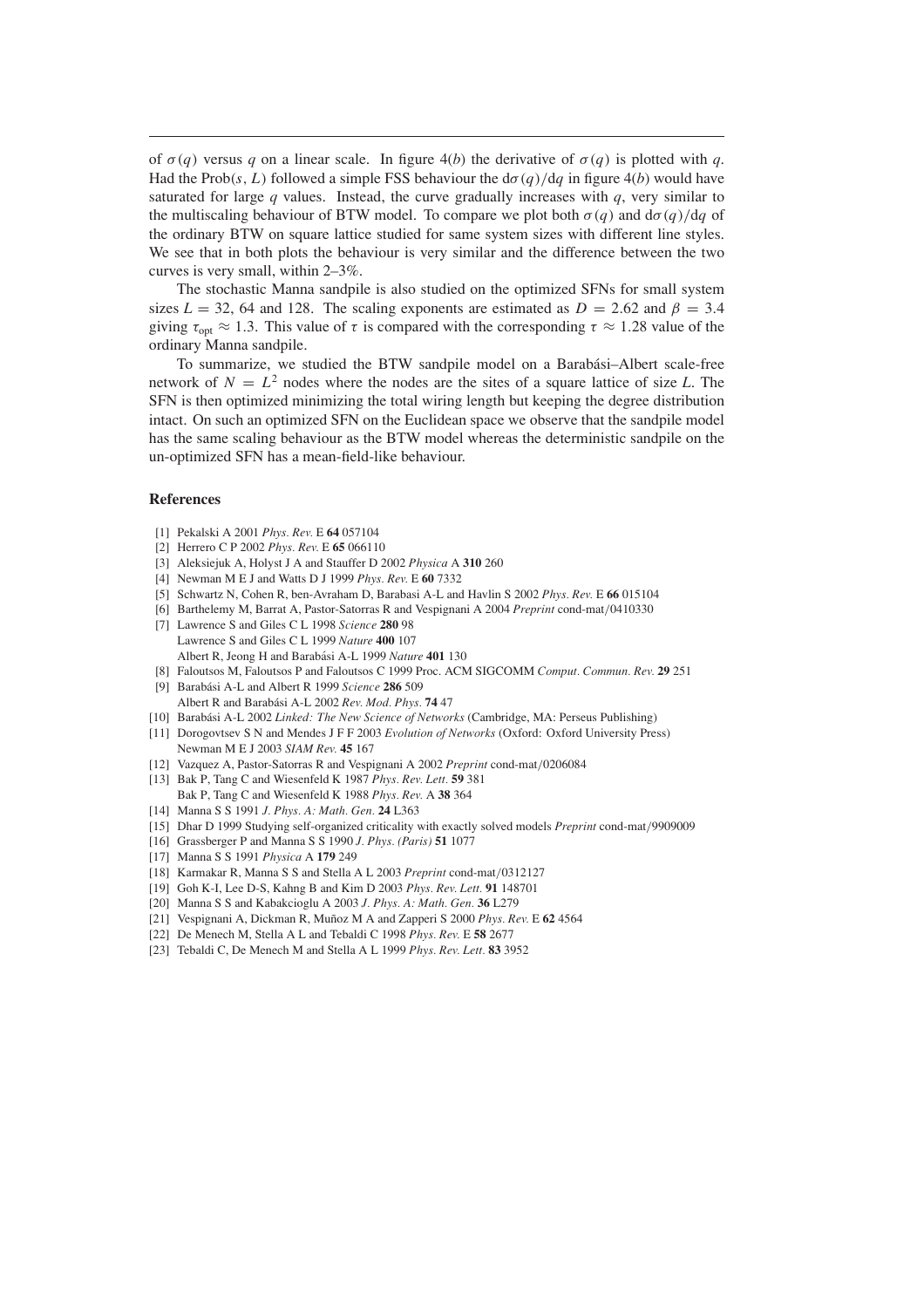of $\sigma(q)$ versus $q$ on a linear scale. In figure 4($b$) the derivative of $\sigma(q)$ is plotted with $q$. Had the Prob($s$, $L$) followed a simple FSS behaviour the $\mathrm{d}\sigma(q)/\mathrm{d}q$ in figure 4($b$) would have saturated for large $q$ values. Instead, the curve gradually increases with $q$, very similar to the multiscaling behaviour of BTW model. To compare we plot both $\sigma(q)$ and $\mathrm{d}\sigma(q)/\mathrm{d}q$ of the ordinary BTW on square lattice studied for same system sizes with different line styles. We see that in both plots the behaviour is very similar and the difference between the two curves is very small, within 2–3%.

The stochastic Manna sandpile is also studied on the optimized SFNs for small system sizes $L = 32$, 64 and 128. The scaling exponents are estimated as $D = 2.62$ and $\beta = 3.4$ giving $\tau_{\mathrm{opt}} \approx 1.3$. This value of $\tau$ is compared with the corresponding $\tau \approx 1.28$ value of the ordinary Manna sandpile.

To summarize, we studied the BTW sandpile model on a Barabási–Albert scale-free network of $N = L^2$ nodes where the nodes are the sites of a square lattice of size $L$. The SFN is then optimized minimizing the total wiring length but keeping the degree distribution intact. On such an optimized SFN on the Euclidean space we observe that the sandpile model has the same scaling behaviour as the BTW model whereas the deterministic sandpile on the un-optimized SFN has a mean-field-like behaviour.

## References

[1] Pekalski A 2001 *Phys. Rev.* E **64** 057104
[2] Herrero C P 2002 *Phys. Rev.* E **65** 066110
[3] Aleksiejuk A, Holyst J A and Stauffer D 2002 *Physica* A **310** 260
[4] Newman M E J and Watts D J 1999 *Phys. Rev.* E **60** 7332
[5] Schwartz N, Cohen R, ben-Avraham D, Barabasi A-L and Havlin S 2002 *Phys. Rev.* E **66** 015104
[6] Barthelemy M, Barrat A, Pastor-Satorras R and Vespignani A 2004 *Preprint* cond-mat/0410330
[7] Lawrence S and Giles C L 1998 *Science* **280** 98
Lawrence S and Giles C L 1999 *Nature* **400** 107
Albert R, Jeong H and Barabási A-L 1999 *Nature* **401** 130
[8] Faloutsos M, Faloutsos P and Faloutsos C 1999 Proc. ACM SIGCOMM *Comput. Commun. Rev.* **29** 251
[9] Barabási A-L and Albert R 1999 *Science* **286** 509
Albert R and Barabási A-L 2002 *Rev. Mod. Phys.* **74** 47
[10] Barabási A-L 2002 *Linked: The New Science of Networks* (Cambridge, MA: Perseus Publishing)
[11] Dorogovtsev S N and Mendes J F F 2003 *Evolution of Networks* (Oxford: Oxford University Press)
Newman M E J 2003 *SIAM Rev.* **45** 167
[12] Vazquez A, Pastor-Satorras R and Vespignani A 2002 *Preprint* cond-mat/0206084
[13] Bak P, Tang C and Wiesenfeld K 1987 *Phys. Rev. Lett.* **59** 381
Bak P, Tang C and Wiesenfeld K 1988 *Phys. Rev.* A **38** 364
[14] Manna S S 1991 *J. Phys. A: Math. Gen.* **24** L363
[15] Dhar D 1999 Studying self-organized criticality with exactly solved models *Preprint* cond-mat/9909009
[16] Grassberger P and Manna S S 1990 *J. Phys. (Paris)* **51** 1077
[17] Manna S S 1991 *Physica* A **179** 249
[18] Karmakar R, Manna S S and Stella A L 2003 *Preprint* cond-mat/0312127
[19] Goh K-I, Lee D-S, Kahng B and Kim D 2003 *Phys. Rev. Lett.* **91** 148701
[20] Manna S S and Kabakcioglu A 2003 *J. Phys. A: Math. Gen.* **36** L279
[21] Vespignani A, Dickman R, Muñoz M A and Zapperi S 2000 *Phys. Rev.* E **62** 4564
[22] De Menech M, Stella A L and Tebaldi C 1998 *Phys. Rev.* E **58** 2677
[23] Tebaldi C, De Menech M and Stella A L 1999 *Phys. Rev. Lett.* **83** 3952